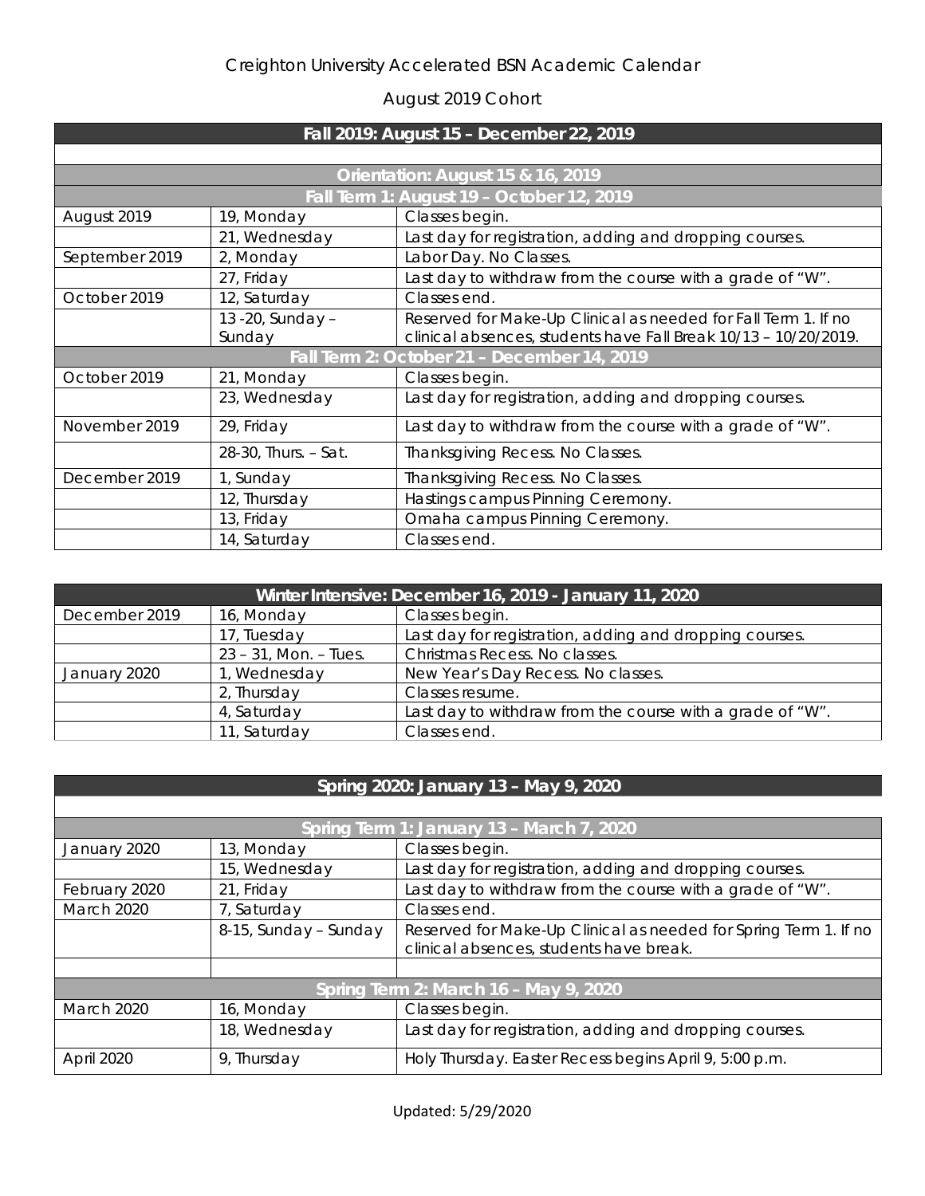# Creighton University Accelerated BSN Academic Calendar

## August 2019 Cohort

| Fall 2019: August 15 – December 22, 2019 | | |
|---|---|---|
| **Orientation: August 15 & 16, 2019** | | |
| **Fall Term 1: August 19 – October 12, 2019** | | |
| August 2019 | 19, Monday | Classes begin. |
| | 21, Wednesday | Last day for registration, adding and dropping courses. |
| September 2019 | 2, Monday | Labor Day. No Classes. |
| | 27, Friday | Last day to withdraw from the course with a grade of "W". |
| October 2019 | 12, Saturday | Classes end. |
| | 13 -20, Sunday – Sunday | Reserved for Make-Up Clinical as needed for Fall Term 1. If no clinical absences, students have Fall Break 10/13 – 10/20/2019. |
| **Fall Term 2: October 21 – December 14, 2019** | | |
| October 2019 | 21, Monday | Classes begin. |
| | 23, Wednesday | Last day for registration, adding and dropping courses. |
| November 2019 | 29, Friday | Last day to withdraw from the course with a grade of "W". |
| | 28-30, Thurs. – Sat. | Thanksgiving Recess. No Classes. |
| December 2019 | 1, Sunday | Thanksgiving Recess. No Classes. |
| | 12, Thursday | Hastings campus Pinning Ceremony. |
| | 13, Friday | Omaha campus Pinning Ceremony. |
| | 14, Saturday | Classes end. |

| Winter Intensive: December 16, 2019 - January 11, 2020 | | |
|---|---|---|
| December 2019 | 16, Monday | Classes begin. |
| | 17, Tuesday | Last day for registration, adding and dropping courses. |
| | 23 – 31, Mon. – Tues. | Christmas Recess. No classes. |
| January 2020 | 1, Wednesday | New Year's Day Recess. No classes. |
| | 2, Thursday | Classes resume. |
| | 4, Saturday | Last day to withdraw from the course with a grade of "W". |
| | 11, Saturday | Classes end. |

| Spring 2020: January 13 – May 9, 2020 | | |
|---|---|---|
| **Spring Term 1: January 13 – March 7, 2020** | | |
| January 2020 | 13, Monday | Classes begin. |
| | 15, Wednesday | Last day for registration, adding and dropping courses. |
| February 2020 | 21, Friday | Last day to withdraw from the course with a grade of "W". |
| March 2020 | 7, Saturday | Classes end. |
| | 8-15, Sunday – Sunday | Reserved for Make-Up Clinical as needed for Spring Term 1. If no clinical absences, students have break. |
| | | |
| **Spring Term 2: March 16 – May 9, 2020** | | |
| March 2020 | 16, Monday | Classes begin. |
| | 18, Wednesday | Last day for registration, adding and dropping courses. |
| April 2020 | 9, Thursday | Holy Thursday. Easter Recess begins April 9, 5:00 p.m. |

Updated: 5/29/2020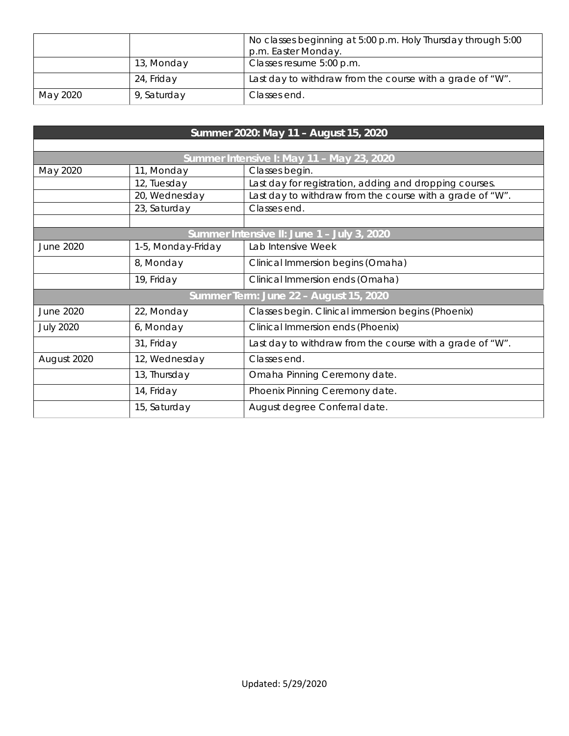| | | |
|---|---|---|
| | | No classes beginning at 5:00 p.m. Holy Thursday through 5:00 p.m. Easter Monday. |
| | 13, Monday | Classes resume 5:00 p.m. |
| | 24, Friday | Last day to withdraw from the course with a grade of "W". |
| May 2020 | 9, Saturday | Classes end. |

| Summer 2020: May 11 – August 15, 2020 | | |
|---|---|---|
| | | |
| **Summer Intensive I: May 11 – May 23, 2020** | | |
| May 2020 | 11, Monday | Classes begin. |
| | 12, Tuesday | Last day for registration, adding and dropping courses. |
| | 20, Wednesday | Last day to withdraw from the course with a grade of "W". |
| | 23, Saturday | Classes end. |
| | | |
| **Summer Intensive II: June 1 – July 3, 2020** | | |
| June 2020 | 1-5, Monday-Friday | Lab Intensive Week |
| | 8, Monday | Clinical Immersion begins (Omaha) |
| | 19, Friday | Clinical Immersion ends (Omaha) |
| **Summer Term: June 22 – August 15, 2020** | | |
| June 2020 | 22, Monday | Classes begin. Clinical immersion begins (Phoenix) |
| July 2020 | 6, Monday | Clinical Immersion ends (Phoenix) |
| | 31, Friday | Last day to withdraw from the course with a grade of "W". |
| August 2020 | 12, Wednesday | Classes end. |
| | 13, Thursday | Omaha Pinning Ceremony date. |
| | 14, Friday | Phoenix Pinning Ceremony date. |
| | 15, Saturday | August degree Conferral date. |

Updated: 5/29/2020